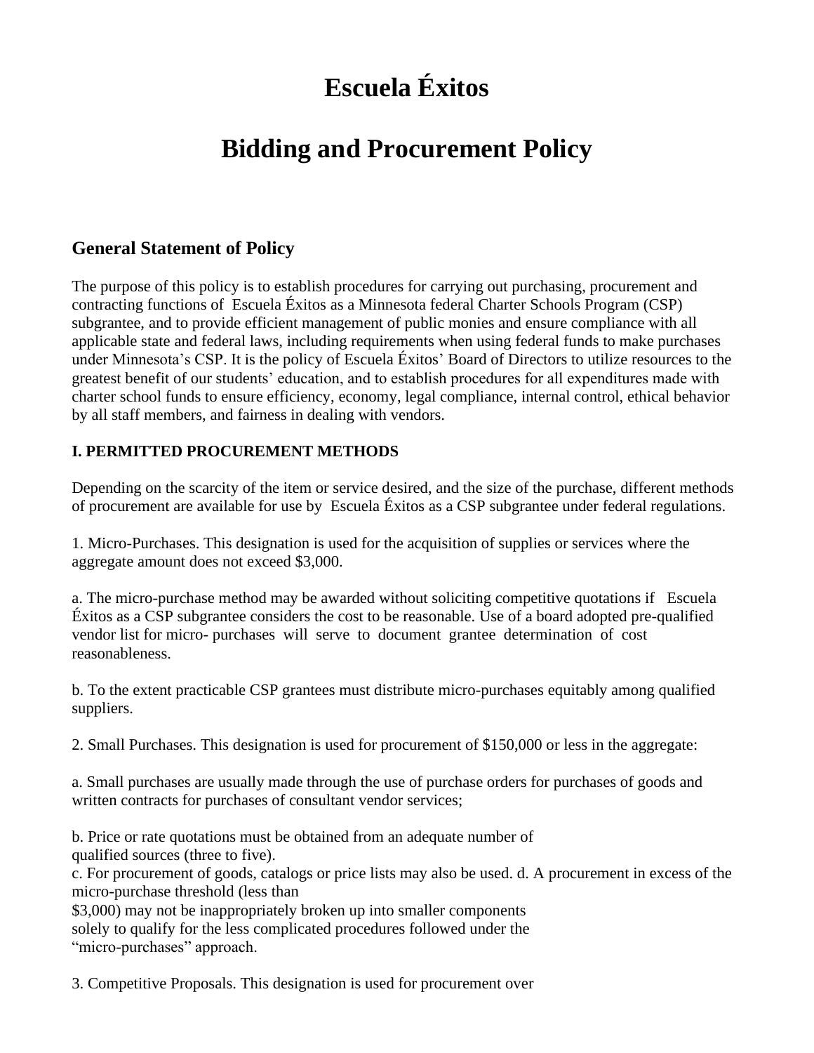# Escuela Éxitos

# Bidding and Procurement Policy

## General Statement of Policy

The purpose of this policy is to establish procedures for carrying out purchasing, procurement and contracting functions of Escuela Éxitos as a Minnesota federal Charter Schools Program (CSP) subgrantee, and to provide efficient management of public monies and ensure compliance with all applicable state and federal laws, including requirements when using federal funds to make purchases under Minnesota's CSP. It is the policy of Escuela Éxitos' Board of Directors to utilize resources to the greatest benefit of our students' education, and to establish procedures for all expenditures made with charter school funds to ensure efficiency, economy, legal compliance, internal control, ethical behavior by all staff members, and fairness in dealing with vendors.

**I. PERMITTED PROCUREMENT METHODS**

Depending on the scarcity of the item or service desired, and the size of the purchase, different methods of procurement are available for use by Escuela Éxitos as a CSP subgrantee under federal regulations.

1. Micro-Purchases. This designation is used for the acquisition of supplies or services where the aggregate amount does not exceed $3,000.

a. The micro-purchase method may be awarded without soliciting competitive quotations if Escuela Éxitos as a CSP subgrantee considers the cost to be reasonable. Use of a board adopted pre-qualified vendor list for micro- purchases will serve to document grantee determination of cost reasonableness.

b. To the extent practicable CSP grantees must distribute micro-purchases equitably among qualified suppliers.

2. Small Purchases. This designation is used for procurement of $150,000 or less in the aggregate:

a. Small purchases are usually made through the use of purchase orders for purchases of goods and written contracts for purchases of consultant vendor services;

b. Price or rate quotations must be obtained from an adequate number of qualified sources (three to five).

c. For procurement of goods, catalogs or price lists may also be used. d. A procurement in excess of the micro-purchase threshold (less than $3,000) may not be inappropriately broken up into smaller components solely to qualify for the less complicated procedures followed under the "micro-purchases" approach.

3. Competitive Proposals. This designation is used for procurement over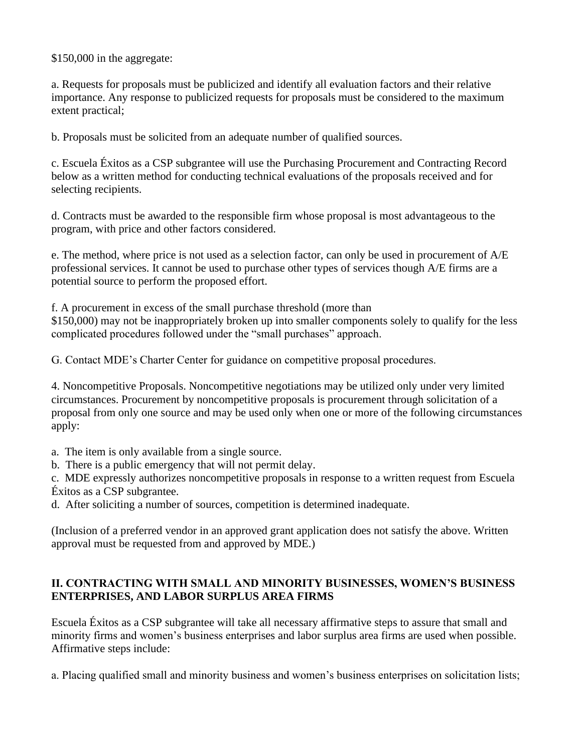$150,000 in the aggregate:

a. Requests for proposals must be publicized and identify all evaluation factors and their relative importance. Any response to publicized requests for proposals must be considered to the maximum extent practical;

b. Proposals must be solicited from an adequate number of qualified sources.

c. Escuela Éxitos as a CSP subgrantee will use the Purchasing Procurement and Contracting Record below as a written method for conducting technical evaluations of the proposals received and for selecting recipients.

d. Contracts must be awarded to the responsible firm whose proposal is most advantageous to the program, with price and other factors considered.

e. The method, where price is not used as a selection factor, can only be used in procurement of A/E professional services. It cannot be used to purchase other types of services though A/E firms are a potential source to perform the proposed effort.

f. A procurement in excess of the small purchase threshold (more than $150,000) may not be inappropriately broken up into smaller components solely to qualify for the less complicated procedures followed under the "small purchases" approach.

G. Contact MDE's Charter Center for guidance on competitive proposal procedures.

4. Noncompetitive Proposals. Noncompetitive negotiations may be utilized only under very limited circumstances. Procurement by noncompetitive proposals is procurement through solicitation of a proposal from only one source and may be used only when one or more of the following circumstances apply:

a. The item is only available from a single source.
b. There is a public emergency that will not permit delay.
c. MDE expressly authorizes noncompetitive proposals in response to a written request from Escuela Éxitos as a CSP subgrantee.
d. After soliciting a number of sources, competition is determined inadequate.

(Inclusion of a preferred vendor in an approved grant application does not satisfy the above. Written approval must be requested from and approved by MDE.)

## II. CONTRACTING WITH SMALL AND MINORITY BUSINESSES, WOMEN'S BUSINESS ENTERPRISES, AND LABOR SURPLUS AREA FIRMS

Escuela Éxitos as a CSP subgrantee will take all necessary affirmative steps to assure that small and minority firms and women's business enterprises and labor surplus area firms are used when possible. Affirmative steps include:

a. Placing qualified small and minority business and women's business enterprises on solicitation lists;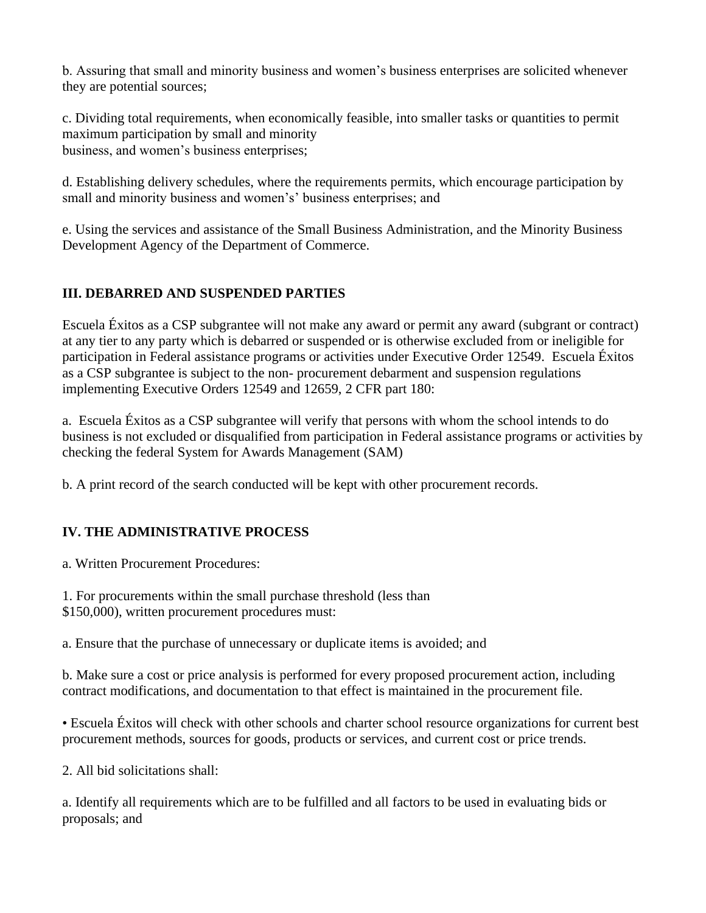b. Assuring that small and minority business and women's business enterprises are solicited whenever they are potential sources;

c. Dividing total requirements, when economically feasible, into smaller tasks or quantities to permit maximum participation by small and minority business, and women's business enterprises;

d. Establishing delivery schedules, where the requirements permits, which encourage participation by small and minority business and women's' business enterprises; and

e. Using the services and assistance of the Small Business Administration, and the Minority Business Development Agency of the Department of Commerce.

## III. DEBARRED AND SUSPENDED PARTIES

Escuela Éxitos as a CSP subgrantee will not make any award or permit any award (subgrant or contract) at any tier to any party which is debarred or suspended or is otherwise excluded from or ineligible for participation in Federal assistance programs or activities under Executive Order 12549. Escuela Éxitos as a CSP subgrantee is subject to the non- procurement debarment and suspension regulations implementing Executive Orders 12549 and 12659, 2 CFR part 180:

a. Escuela Éxitos as a CSP subgrantee will verify that persons with whom the school intends to do business is not excluded or disqualified from participation in Federal assistance programs or activities by checking the federal System for Awards Management (SAM)

b. A print record of the search conducted will be kept with other procurement records.

## IV. THE ADMINISTRATIVE PROCESS

a. Written Procurement Procedures:

1. For procurements within the small purchase threshold (less than $150,000), written procurement procedures must:

a. Ensure that the purchase of unnecessary or duplicate items is avoided; and

b. Make sure a cost or price analysis is performed for every proposed procurement action, including contract modifications, and documentation to that effect is maintained in the procurement file.

- Escuela Éxitos will check with other schools and charter school resource organizations for current best procurement methods, sources for goods, products or services, and current cost or price trends.

2. All bid solicitations shall:

a. Identify all requirements which are to be fulfilled and all factors to be used in evaluating bids or proposals; and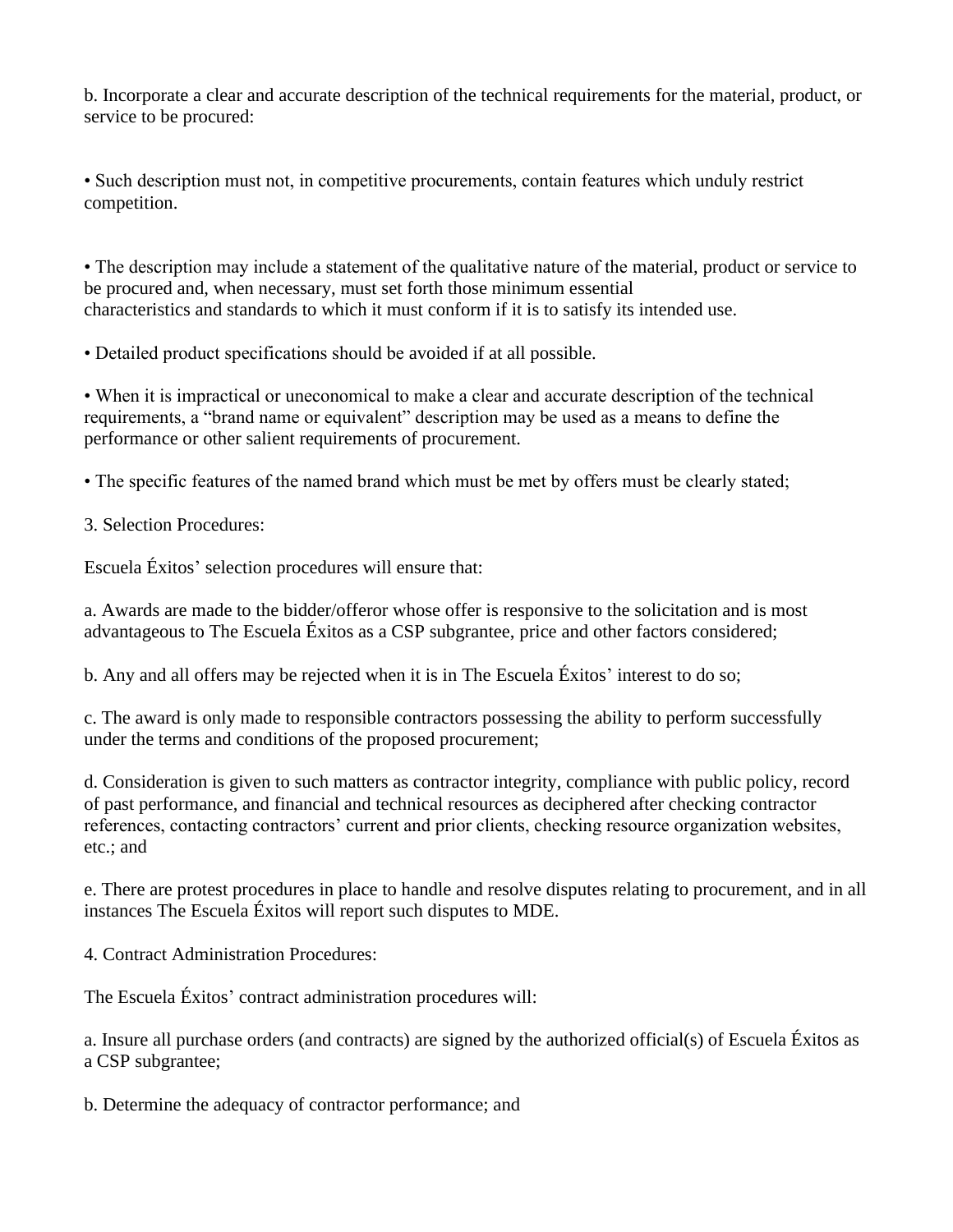b. Incorporate a clear and accurate description of the technical requirements for the material, product, or service to be procured:

- Such description must not, in competitive procurements, contain features which unduly restrict competition.

- The description may include a statement of the qualitative nature of the material, product or service to be procured and, when necessary, must set forth those minimum essential characteristics and standards to which it must conform if it is to satisfy its intended use.

- Detailed product specifications should be avoided if at all possible.

- When it is impractical or uneconomical to make a clear and accurate description of the technical requirements, a "brand name or equivalent" description may be used as a means to define the performance or other salient requirements of procurement.

- The specific features of the named brand which must be met by offers must be clearly stated;

3. Selection Procedures:

Escuela Éxitos' selection procedures will ensure that:

a. Awards are made to the bidder/offeror whose offer is responsive to the solicitation and is most advantageous to The Escuela Éxitos as a CSP subgrantee, price and other factors considered;

b. Any and all offers may be rejected when it is in The Escuela Éxitos' interest to do so;

c. The award is only made to responsible contractors possessing the ability to perform successfully under the terms and conditions of the proposed procurement;

d. Consideration is given to such matters as contractor integrity, compliance with public policy, record of past performance, and financial and technical resources as deciphered after checking contractor references, contacting contractors' current and prior clients, checking resource organization websites, etc.; and

e. There are protest procedures in place to handle and resolve disputes relating to procurement, and in all instances The Escuela Éxitos will report such disputes to MDE.

4. Contract Administration Procedures:

The Escuela Éxitos' contract administration procedures will:

a. Insure all purchase orders (and contracts) are signed by the authorized official(s) of Escuela Éxitos as a CSP subgrantee;

b. Determine the adequacy of contractor performance; and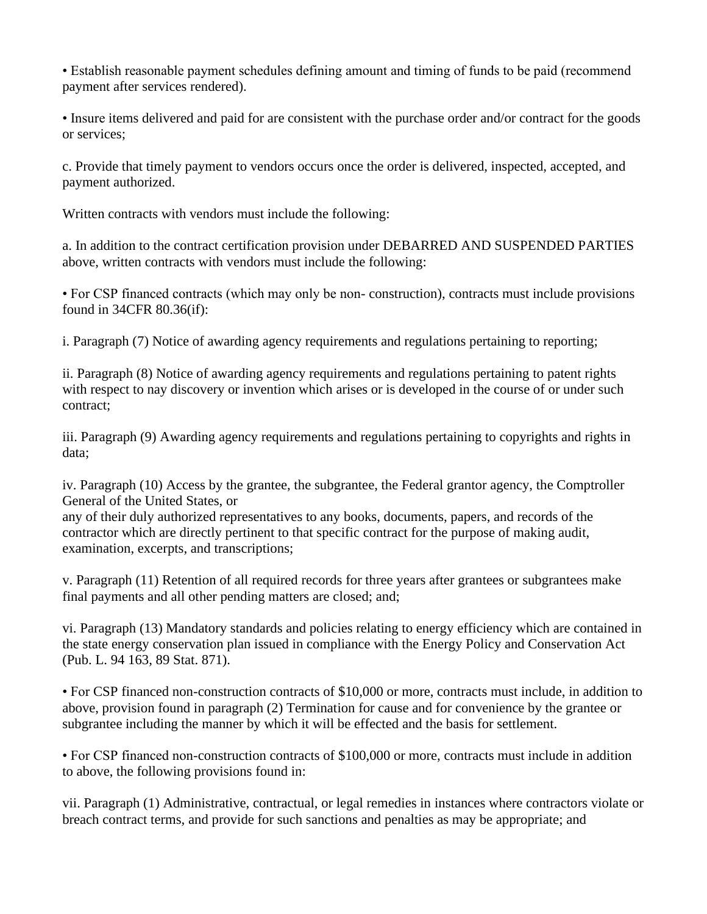• Establish reasonable payment schedules defining amount and timing of funds to be paid (recommend payment after services rendered).

• Insure items delivered and paid for are consistent with the purchase order and/or contract for the goods or services;

c. Provide that timely payment to vendors occurs once the order is delivered, inspected, accepted, and payment authorized.

Written contracts with vendors must include the following:

a. In addition to the contract certification provision under DEBARRED AND SUSPENDED PARTIES above, written contracts with vendors must include the following:

• For CSP financed contracts (which may only be non- construction), contracts must include provisions found in 34CFR 80.36(if):

i. Paragraph (7) Notice of awarding agency requirements and regulations pertaining to reporting;

ii. Paragraph (8) Notice of awarding agency requirements and regulations pertaining to patent rights with respect to nay discovery or invention which arises or is developed in the course of or under such contract;

iii. Paragraph (9) Awarding agency requirements and regulations pertaining to copyrights and rights in data;

iv. Paragraph (10) Access by the grantee, the subgrantee, the Federal grantor agency, the Comptroller General of the United States, or any of their duly authorized representatives to any books, documents, papers, and records of the contractor which are directly pertinent to that specific contract for the purpose of making audit, examination, excerpts, and transcriptions;

v. Paragraph (11) Retention of all required records for three years after grantees or subgrantees make final payments and all other pending matters are closed; and;

vi. Paragraph (13) Mandatory standards and policies relating to energy efficiency which are contained in the state energy conservation plan issued in compliance with the Energy Policy and Conservation Act (Pub. L. 94 163, 89 Stat. 871).

• For CSP financed non-construction contracts of $10,000 or more, contracts must include, in addition to above, provision found in paragraph (2) Termination for cause and for convenience by the grantee or subgrantee including the manner by which it will be effected and the basis for settlement.

• For CSP financed non-construction contracts of $100,000 or more, contracts must include in addition to above, the following provisions found in:

vii. Paragraph (1) Administrative, contractual, or legal remedies in instances where contractors violate or breach contract terms, and provide for such sanctions and penalties as may be appropriate; and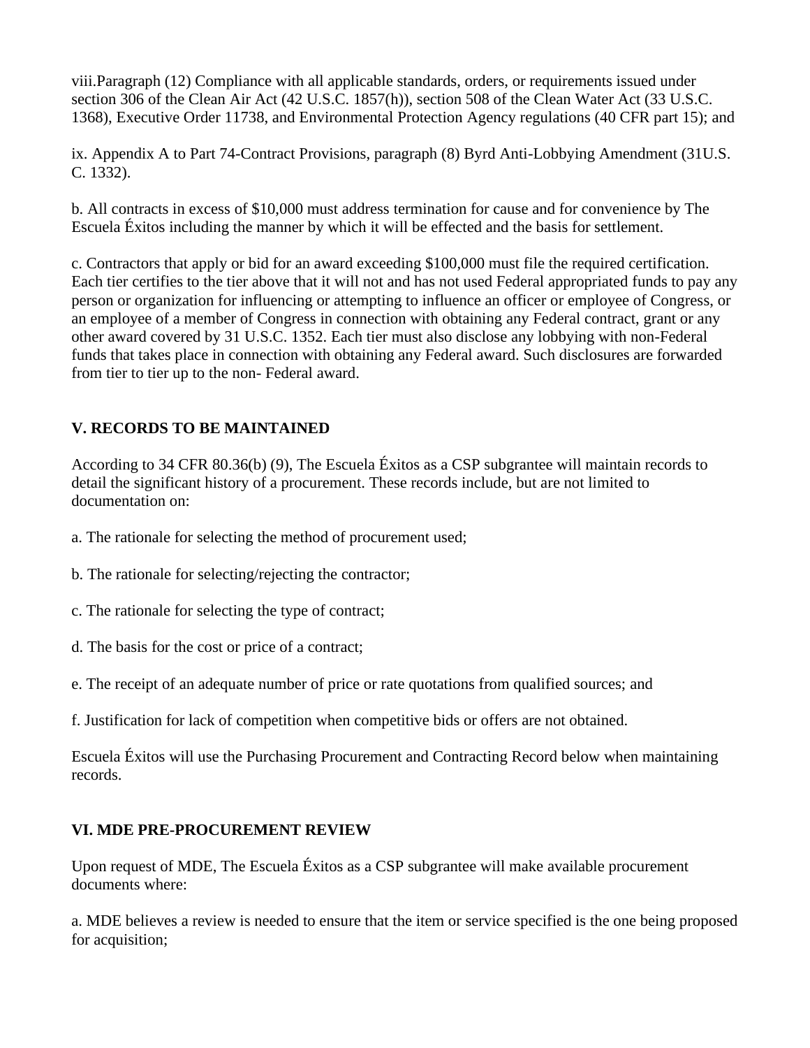viii.Paragraph (12) Compliance with all applicable standards, orders, or requirements issued under section 306 of the Clean Air Act (42 U.S.C. 1857(h)), section 508 of the Clean Water Act (33 U.S.C. 1368), Executive Order 11738, and Environmental Protection Agency regulations (40 CFR part 15); and

ix. Appendix A to Part 74-Contract Provisions, paragraph (8) Byrd Anti-Lobbying Amendment (31U.S. C. 1332).

b. All contracts in excess of $10,000 must address termination for cause and for convenience by The Escuela Éxitos including the manner by which it will be effected and the basis for settlement.

c. Contractors that apply or bid for an award exceeding $100,000 must file the required certification. Each tier certifies to the tier above that it will not and has not used Federal appropriated funds to pay any person or organization for influencing or attempting to influence an officer or employee of Congress, or an employee of a member of Congress in connection with obtaining any Federal contract, grant or any other award covered by 31 U.S.C. 1352. Each tier must also disclose any lobbying with non-Federal funds that takes place in connection with obtaining any Federal award. Such disclosures are forwarded from tier to tier up to the non- Federal award.

## V. RECORDS TO BE MAINTAINED

According to 34 CFR 80.36(b) (9), The Escuela Éxitos as a CSP subgrantee will maintain records to detail the significant history of a procurement. These records include, but are not limited to documentation on:

a. The rationale for selecting the method of procurement used;

b. The rationale for selecting/rejecting the contractor;

c. The rationale for selecting the type of contract;

d. The basis for the cost or price of a contract;

e. The receipt of an adequate number of price or rate quotations from qualified sources; and

f. Justification for lack of competition when competitive bids or offers are not obtained.

Escuela Éxitos will use the Purchasing Procurement and Contracting Record below when maintaining records.

## VI. MDE PRE-PROCUREMENT REVIEW

Upon request of MDE, The Escuela Éxitos as a CSP subgrantee will make available procurement documents where:

a. MDE believes a review is needed to ensure that the item or service specified is the one being proposed for acquisition;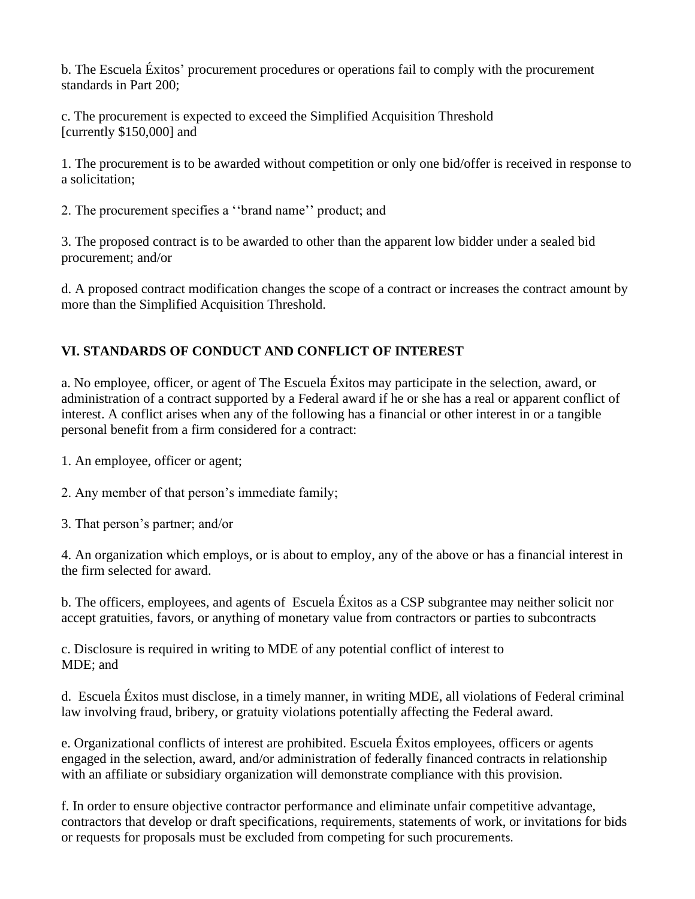b. The Escuela Éxitos' procurement procedures or operations fail to comply with the procurement standards in Part 200;

c. The procurement is expected to exceed the Simplified Acquisition Threshold [currently $150,000] and

1. The procurement is to be awarded without competition or only one bid/offer is received in response to a solicitation;

2. The procurement specifies a ''brand name'' product; and

3. The proposed contract is to be awarded to other than the apparent low bidder under a sealed bid procurement; and/or

d. A proposed contract modification changes the scope of a contract or increases the contract amount by more than the Simplified Acquisition Threshold.

## VI. STANDARDS OF CONDUCT AND CONFLICT OF INTEREST

a. No employee, officer, or agent of The Escuela Éxitos may participate in the selection, award, or administration of a contract supported by a Federal award if he or she has a real or apparent conflict of interest. A conflict arises when any of the following has a financial or other interest in or a tangible personal benefit from a firm considered for a contract:

1. An employee, officer or agent;

2. Any member of that person's immediate family;

3. That person's partner; and/or

4. An organization which employs, or is about to employ, any of the above or has a financial interest in the firm selected for award.

b. The officers, employees, and agents of Escuela Éxitos as a CSP subgrantee may neither solicit nor accept gratuities, favors, or anything of monetary value from contractors or parties to subcontracts

c. Disclosure is required in writing to MDE of any potential conflict of interest to MDE; and

d. Escuela Éxitos must disclose, in a timely manner, in writing MDE, all violations of Federal criminal law involving fraud, bribery, or gratuity violations potentially affecting the Federal award.

e. Organizational conflicts of interest are prohibited. Escuela Éxitos employees, officers or agents engaged in the selection, award, and/or administration of federally financed contracts in relationship with an affiliate or subsidiary organization will demonstrate compliance with this provision.

f. In order to ensure objective contractor performance and eliminate unfair competitive advantage, contractors that develop or draft specifications, requirements, statements of work, or invitations for bids or requests for proposals must be excluded from competing for such procurements.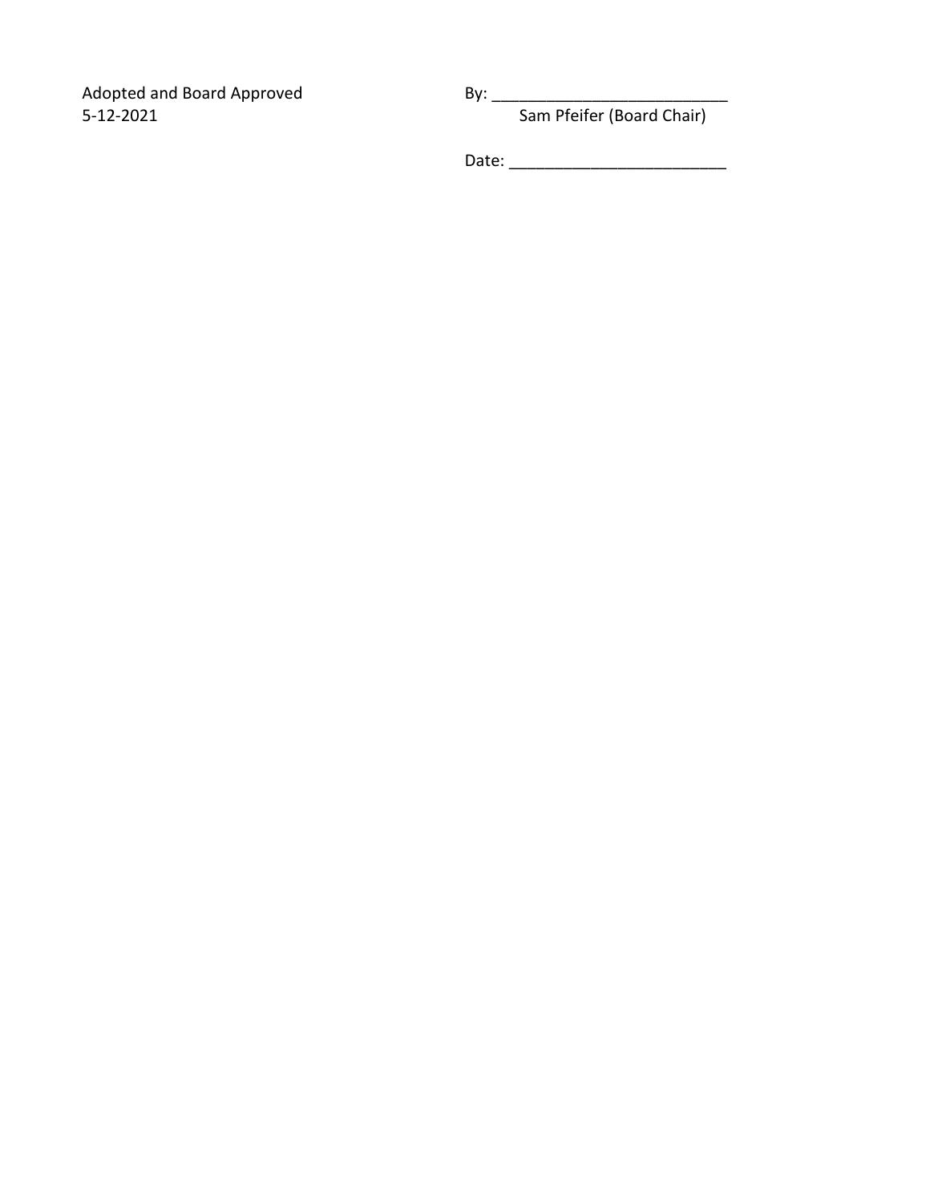Adopted and Board Approved
5-12-2021

By: ___________________________
Sam Pfeifer (Board Chair)

Date: _________________________